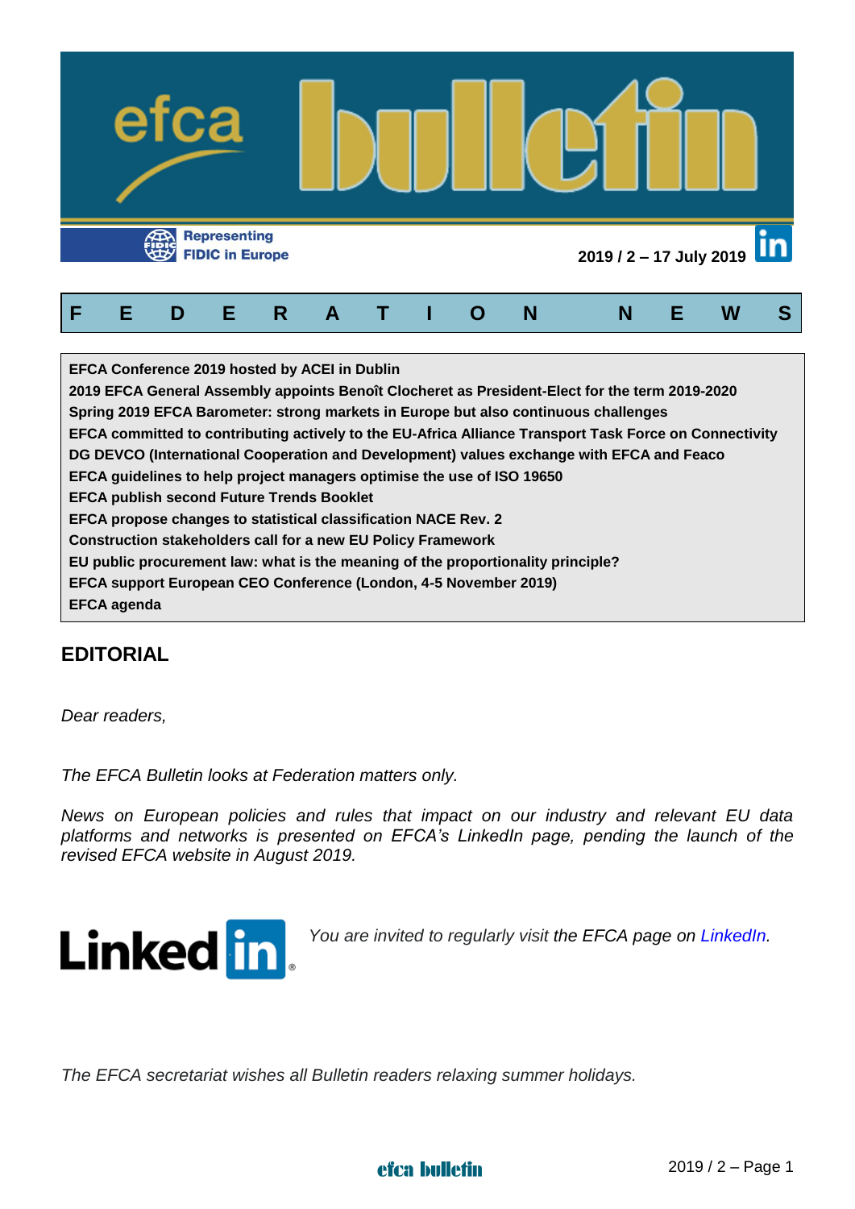# efca bulletin

Representing FIDIC in Europe

2019 / 2 – 17 July 2019

## F E D E R A T I O N   N E W S

**EFCA Conference 2019 hosted by ACEI in Dublin**
**2019 EFCA General Assembly appoints Benoît Clocheret as President-Elect for the term 2019-2020**
**Spring 2019 EFCA Barometer: strong markets in Europe but also continuous challenges**
**EFCA committed to contributing actively to the EU-Africa Alliance Transport Task Force on Connectivity**
**DG DEVCO (International Cooperation and Development) values exchange with EFCA and Feaco**
**EFCA guidelines to help project managers optimise the use of ISO 19650**
**EFCA publish second Future Trends Booklet**
**EFCA propose changes to statistical classification NACE Rev. 2**
**Construction stakeholders call for a new EU Policy Framework**
**EU public procurement law: what is the meaning of the proportionality principle?**
**EFCA support European CEO Conference (London, 4-5 November 2019)**
**EFCA agenda**

## EDITORIAL

*Dear readers,*

*The EFCA Bulletin looks at Federation matters only.*

*News on European policies and rules that impact on our industry and relevant EU data platforms and networks is presented on EFCA's LinkedIn page, pending the launch of the revised EFCA website in August 2019.*

*You are invited to regularly visit the EFCA page on LinkedIn.*

*The EFCA secretariat wishes all Bulletin readers relaxing summer holidays.*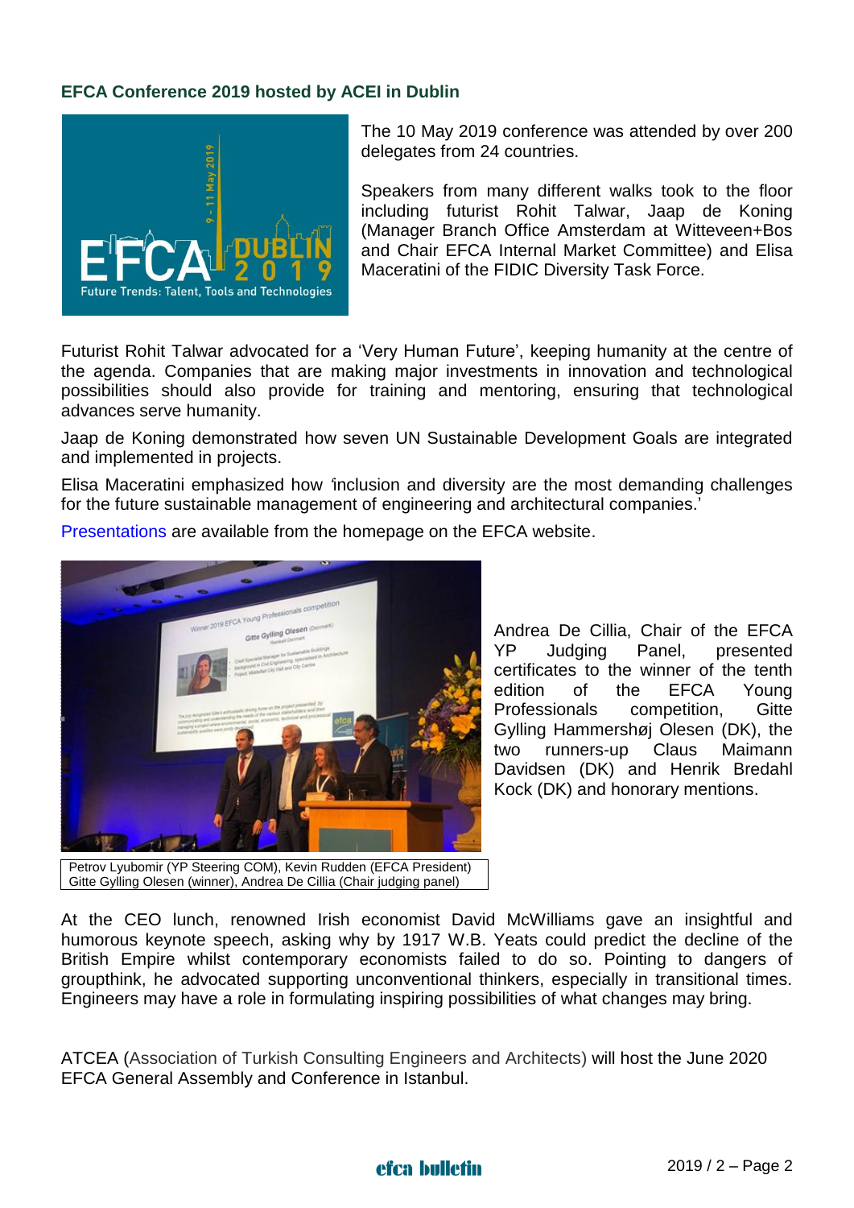## EFCA Conference 2019 hosted by ACEI in Dublin

The 10 May 2019 conference was attended by over 200 delegates from 24 countries.

Speakers from many different walks took to the floor including futurist Rohit Talwar, Jaap de Koning (Manager Branch Office Amsterdam at Witteveen+Bos and Chair EFCA Internal Market Committee) and Elisa Maceratini of the FIDIC Diversity Task Force.

Futurist Rohit Talwar advocated for a 'Very Human Future', keeping humanity at the centre of the agenda. Companies that are making major investments in innovation and technological possibilities should also provide for training and mentoring, ensuring that technological advances serve humanity.

Jaap de Koning demonstrated how seven UN Sustainable Development Goals are integrated and implemented in projects.

Elisa Maceratini emphasized how 'inclusion and diversity are the most demanding challenges for the future sustainable management of engineering and architectural companies.'

Presentations are available from the homepage on the EFCA website.

Petrov Lyubomir (YP Steering COM), Kevin Rudden (EFCA President) Gitte Gylling Olesen (winner), Andrea De Cillia (Chair judging panel)

Andrea De Cillia, Chair of the EFCA YP Judging Panel, presented certificates to the winner of the tenth edition of the EFCA Young Professionals competition, Gitte Gylling Hammershøj Olesen (DK), the two runners-up Claus Maimann Davidsen (DK) and Henrik Bredahl Kock (DK) and honorary mentions.

At the CEO lunch, renowned Irish economist David McWilliams gave an insightful and humorous keynote speech, asking why by 1917 W.B. Yeats could predict the decline of the British Empire whilst contemporary economists failed to do so. Pointing to dangers of groupthink, he advocated supporting unconventional thinkers, especially in transitional times. Engineers may have a role in formulating inspiring possibilities of what changes may bring.

ATCEA (Association of Turkish Consulting Engineers and Architects) will host the June 2020 EFCA General Assembly and Conference in Istanbul.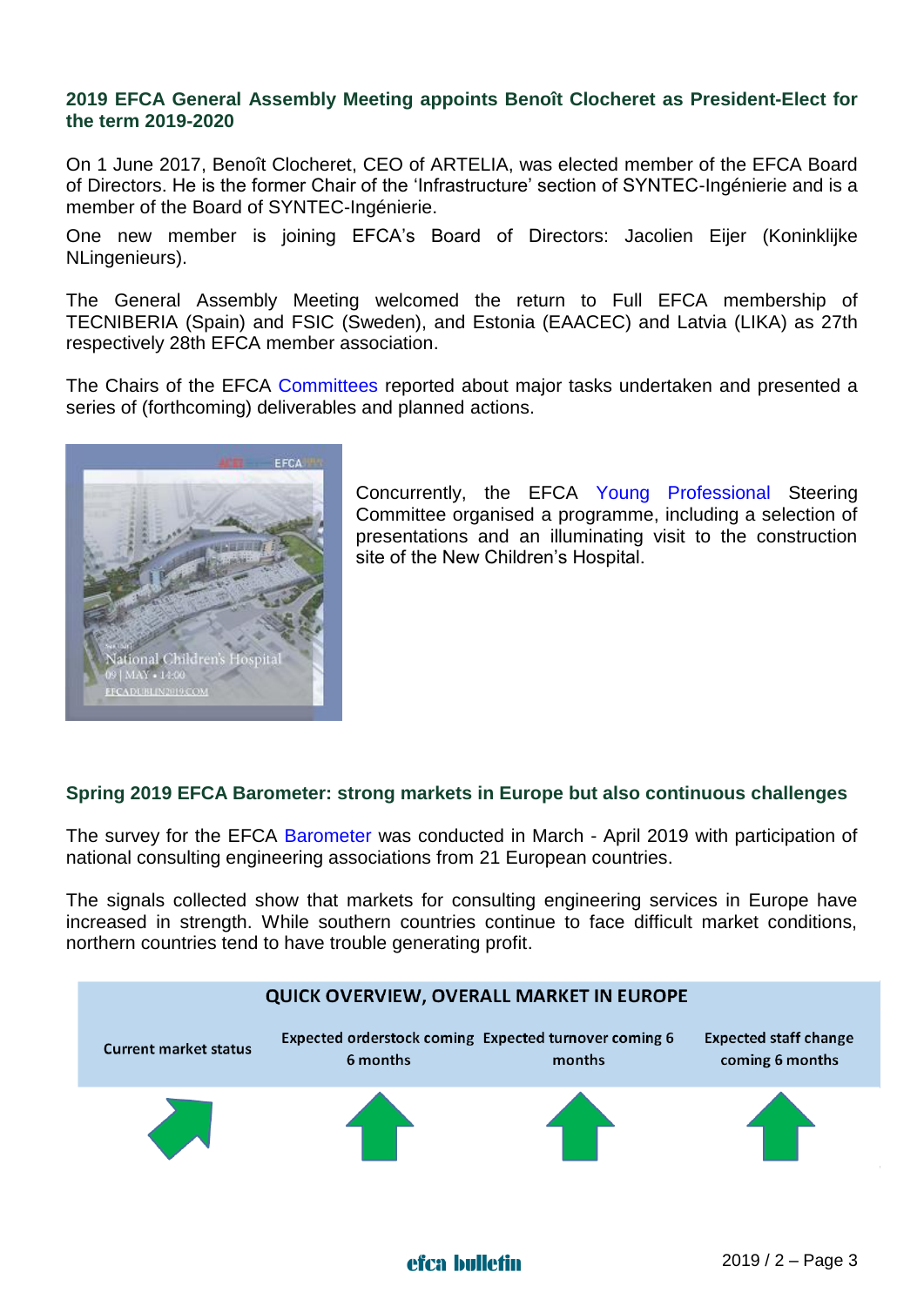## 2019 EFCA General Assembly Meeting appoints Benoît Clocheret as President-Elect for the term 2019-2020

On 1 June 2017, Benoît Clocheret, CEO of ARTELIA, was elected member of the EFCA Board of Directors. He is the former Chair of the 'Infrastructure' section of SYNTEC-Ingénierie and is a member of the Board of SYNTEC-Ingénierie.

One new member is joining EFCA's Board of Directors: Jacolien Eijer (Koninklijke NLingenieurs).

The General Assembly Meeting welcomed the return to Full EFCA membership of TECNIBERIA (Spain) and FSIC (Sweden), and Estonia (EAACEC) and Latvia (LIKA) as 27th respectively 28th EFCA member association.

The Chairs of the EFCA Committees reported about major tasks undertaken and presented a series of (forthcoming) deliverables and planned actions.

Concurrently, the EFCA Young Professional Steering Committee organised a programme, including a selection of presentations and an illuminating visit to the construction site of the New Children's Hospital.

## Spring 2019 EFCA Barometer: strong markets in Europe but also continuous challenges

The survey for the EFCA Barometer was conducted in March - April 2019 with participation of national consulting engineering associations from 21 European countries.

The signals collected show that markets for consulting engineering services in Europe have increased in strength. While southern countries continue to face difficult market conditions, northern countries tend to have trouble generating profit.

| QUICK OVERVIEW, OVERALL MARKET IN EUROPE | | | |
|---|---|---|---|
| Current market status | Expected orderstock coming 6 months | Expected turnover coming 6 months | Expected staff change coming 6 months |
| ↗ | ↑ | ↑ | ↑ |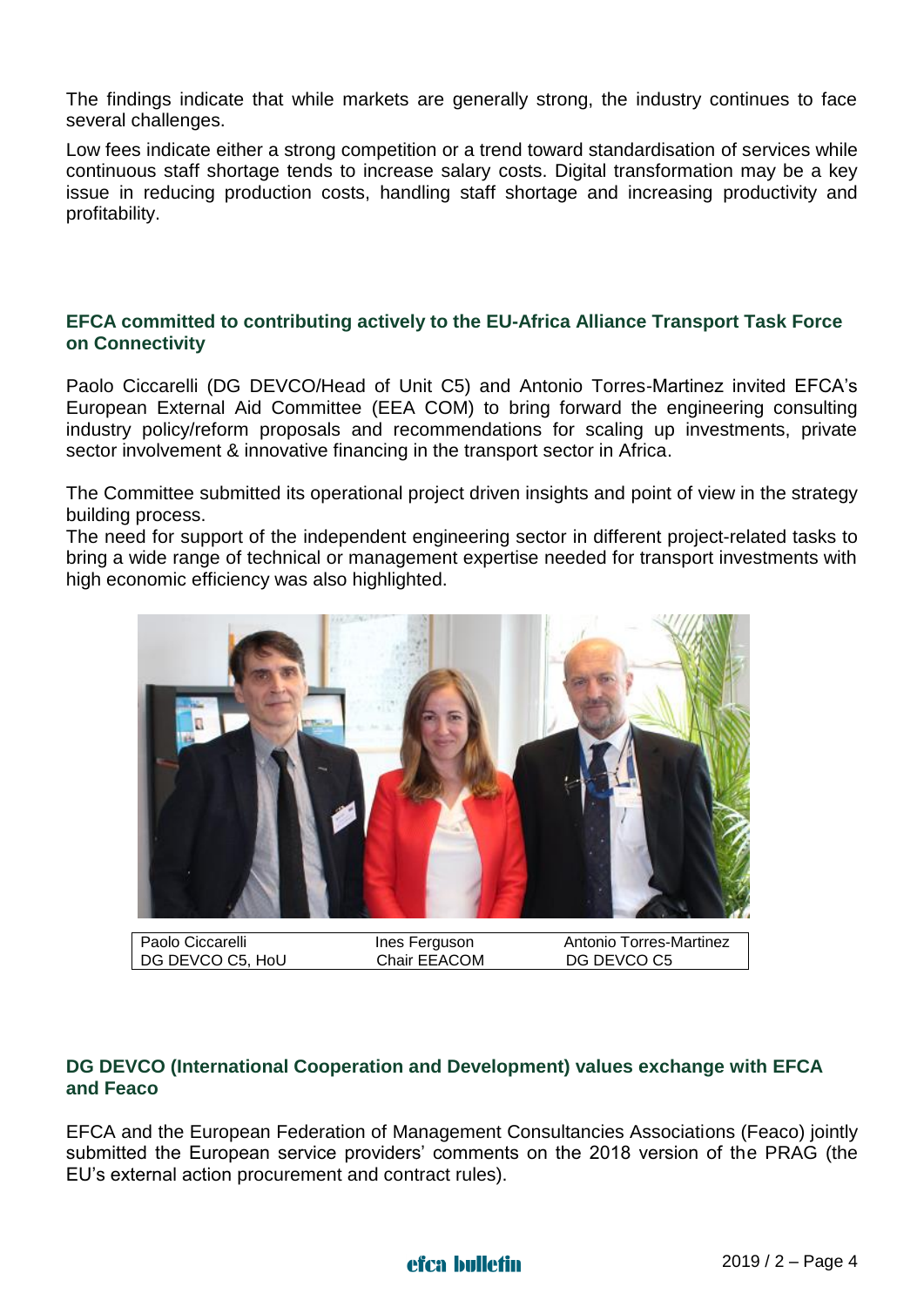The findings indicate that while markets are generally strong, the industry continues to face several challenges.

Low fees indicate either a strong competition or a trend toward standardisation of services while continuous staff shortage tends to increase salary costs. Digital transformation may be a key issue in reducing production costs, handling staff shortage and increasing productivity and profitability.

## EFCA committed to contributing actively to the EU-Africa Alliance Transport Task Force on Connectivity

Paolo Ciccarelli (DG DEVCO/Head of Unit C5) and Antonio Torres-Martinez invited EFCA's European External Aid Committee (EEA COM) to bring forward the engineering consulting industry policy/reform proposals and recommendations for scaling up investments, private sector involvement & innovative financing in the transport sector in Africa.

The Committee submitted its operational project driven insights and point of view in the strategy building process.

The need for support of the independent engineering sector in different project-related tasks to bring a wide range of technical or management expertise needed for transport investments with high economic efficiency was also highlighted.

| Paolo Ciccarelli | Ines Ferguson | Antonio Torres-Martinez |
|---|---|---|
| DG DEVCO C5, HoU | Chair EEACOM | DG DEVCO C5 |

## DG DEVCO (International Cooperation and Development) values exchange with EFCA and Feaco

EFCA and the European Federation of Management Consultancies Associations (Feaco) jointly submitted the European service providers' comments on the 2018 version of the PRAG (the EU's external action procurement and contract rules).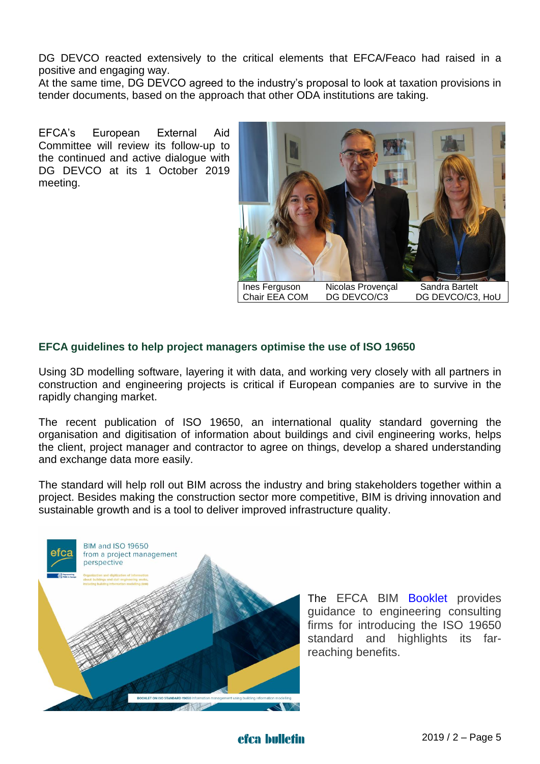DG DEVCO reacted extensively to the critical elements that EFCA/Feaco had raised in a positive and engaging way.
At the same time, DG DEVCO agreed to the industry's proposal to look at taxation provisions in tender documents, based on the approach that other ODA institutions are taking.

EFCA's European External Aid Committee will review its follow-up to the continued and active dialogue with DG DEVCO at its 1 October 2019 meeting.

| Ines Ferguson | Nicolas Provençal | Sandra Bartelt |
|---|---|---|
| Chair EEA COM | DG DEVCO/C3 | DG DEVCO/C3, HoU |

### EFCA guidelines to help project managers optimise the use of ISO 19650

Using 3D modelling software, layering it with data, and working very closely with all partners in construction and engineering projects is critical if European companies are to survive in the rapidly changing market.

The recent publication of ISO 19650, an international quality standard governing the organisation and digitisation of information about buildings and civil engineering works, helps the client, project manager and contractor to agree on things, develop a shared understanding and exchange data more easily.

The standard will help roll out BIM across the industry and bring stakeholders together within a project. Besides making the construction sector more competitive, BIM is driving innovation and sustainable growth and is a tool to deliver improved infrastructure quality.

The EFCA BIM Booklet provides guidance to engineering consulting firms for introducing the ISO 19650 standard and highlights its far-reaching benefits.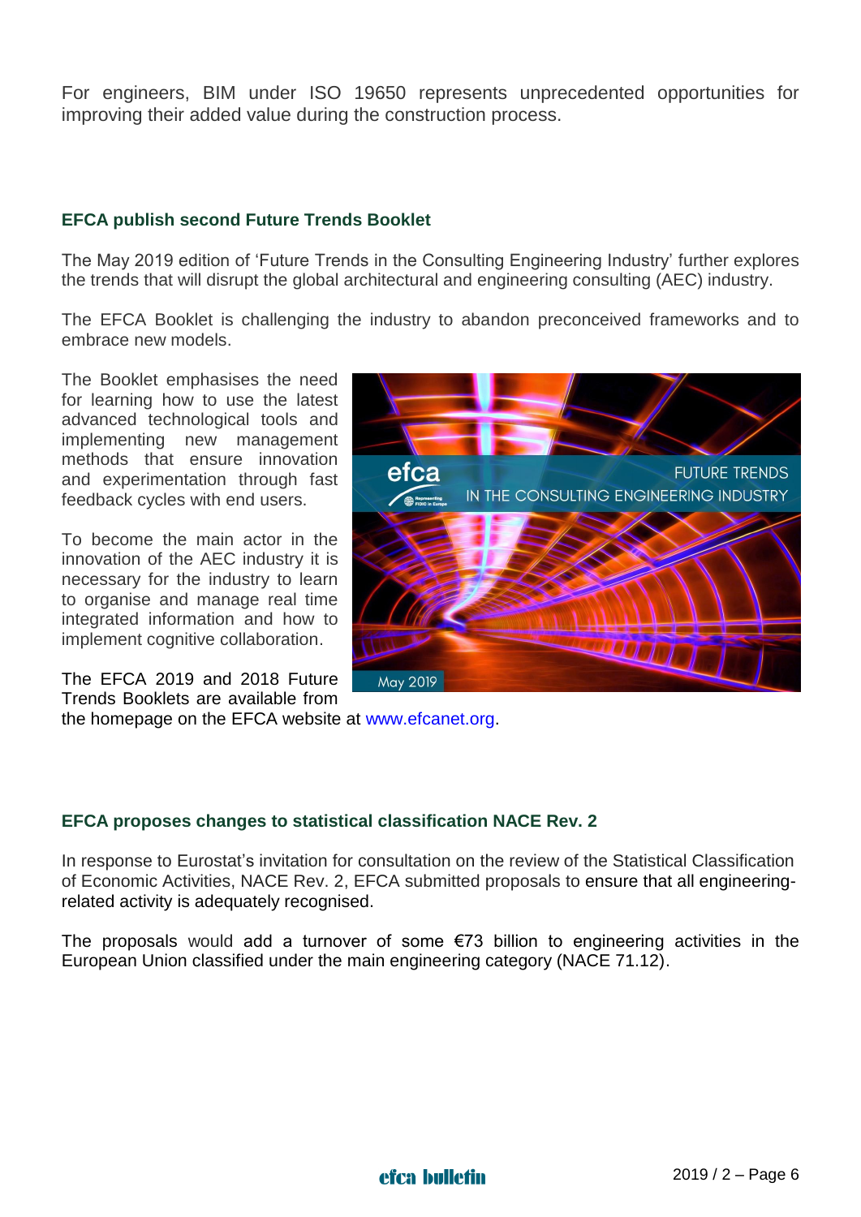For engineers, BIM under ISO 19650 represents unprecedented opportunities for improving their added value during the construction process.

## EFCA publish second Future Trends Booklet

The May 2019 edition of 'Future Trends in the Consulting Engineering Industry' further explores the trends that will disrupt the global architectural and engineering consulting (AEC) industry.

The EFCA Booklet is challenging the industry to abandon preconceived frameworks and to embrace new models.

The Booklet emphasises the need for learning how to use the latest advanced technological tools and implementing new management methods that ensure innovation and experimentation through fast feedback cycles with end users.

To become the main actor in the innovation of the AEC industry it is necessary for the industry to learn to organise and manage real time integrated information and how to implement cognitive collaboration.

The EFCA 2019 and 2018 Future Trends Booklets are available from the homepage on the EFCA website at www.efcanet.org.

## EFCA proposes changes to statistical classification NACE Rev. 2

In response to Eurostat's invitation for consultation on the review of the Statistical Classification of Economic Activities, NACE Rev. 2, EFCA submitted proposals to ensure that all engineering-related activity is adequately recognised.

The proposals would add a turnover of some €73 billion to engineering activities in the European Union classified under the main engineering category (NACE 71.12).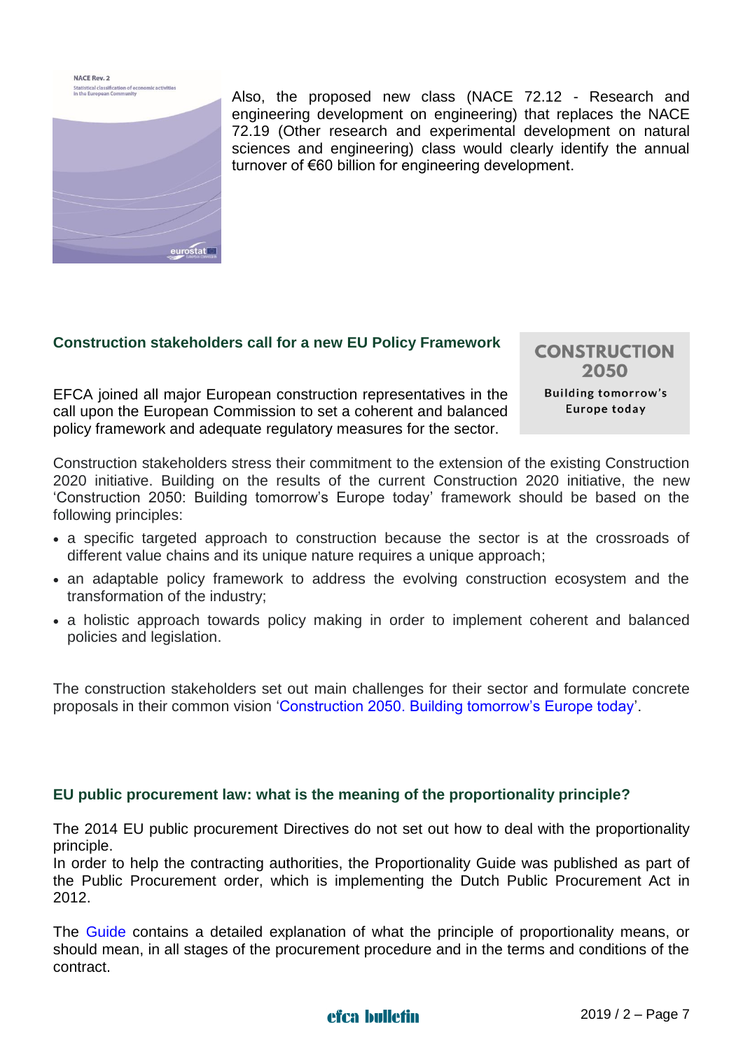Also, the proposed new class (NACE 72.12 - Research and engineering development on engineering) that replaces the NACE 72.19 (Other research and experimental development on natural sciences and engineering) class would clearly identify the annual turnover of €60 billion for engineering development.

### Construction stakeholders call for a new EU Policy Framework

**CONSTRUCTION 2050**

**Building tomorrow's Europe today**

EFCA joined all major European construction representatives in the call upon the European Commission to set a coherent and balanced policy framework and adequate regulatory measures for the sector.

Construction stakeholders stress their commitment to the extension of the existing Construction 2020 initiative. Building on the results of the current Construction 2020 initiative, the new 'Construction 2050: Building tomorrow's Europe today' framework should be based on the following principles:

- a specific targeted approach to construction because the sector is at the crossroads of different value chains and its unique nature requires a unique approach;
- an adaptable policy framework to address the evolving construction ecosystem and the transformation of the industry;
- a holistic approach towards policy making in order to implement coherent and balanced policies and legislation.

The construction stakeholders set out main challenges for their sector and formulate concrete proposals in their common vision 'Construction 2050. Building tomorrow's Europe today'.

### EU public procurement law: what is the meaning of the proportionality principle?

The 2014 EU public procurement Directives do not set out how to deal with the proportionality principle.
In order to help the contracting authorities, the Proportionality Guide was published as part of the Public Procurement order, which is implementing the Dutch Public Procurement Act in 2012.

The Guide contains a detailed explanation of what the principle of proportionality means, or should mean, in all stages of the procurement procedure and in the terms and conditions of the contract.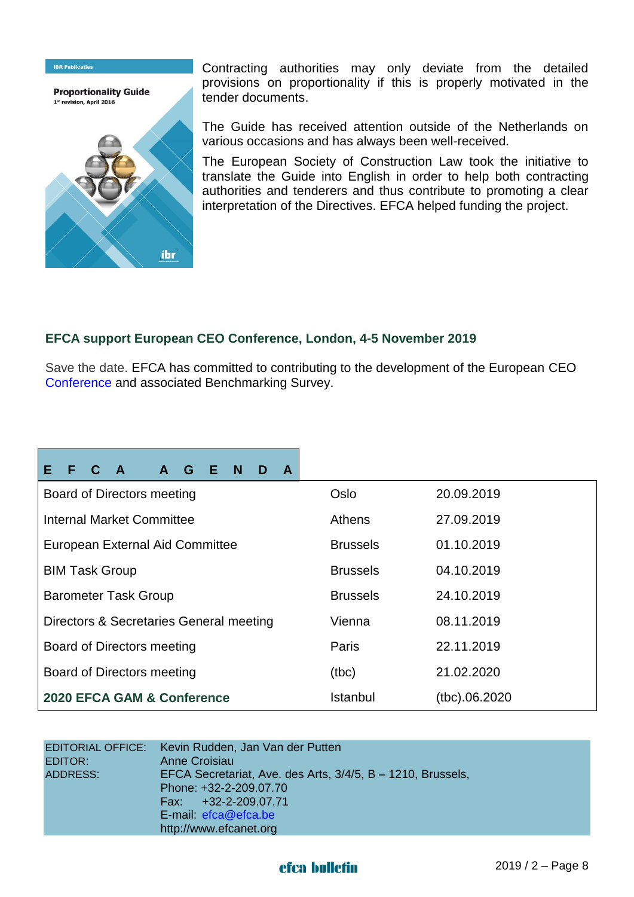Contracting authorities may only deviate from the detailed provisions on proportionality if this is properly motivated in the tender documents.

The Guide has received attention outside of the Netherlands on various occasions and has always been well-received.

The European Society of Construction Law took the initiative to translate the Guide into English in order to help both contracting authorities and tenderers and thus contribute to promoting a clear interpretation of the Directives. EFCA helped funding the project.

### EFCA support European CEO Conference, London, 4-5 November 2019

Save the date. EFCA has committed to contributing to the development of the European CEO Conference and associated Benchmarking Survey.

## EFCA AGENDA

| | | |
|---|---|---|
| Board of Directors meeting | Oslo | 20.09.2019 |
| Internal Market Committee | Athens | 27.09.2019 |
| European External Aid Committee | Brussels | 01.10.2019 |
| BIM Task Group | Brussels | 04.10.2019 |
| Barometer Task Group | Brussels | 24.10.2019 |
| Directors & Secretaries General meeting | Vienna | 08.11.2019 |
| Board of Directors meeting | Paris | 22.11.2019 |
| Board of Directors meeting | (tbc) | 21.02.2020 |
| **2020 EFCA GAM & Conference** | Istanbul | (tbc).06.2020 |

EDITORIAL OFFICE: Kevin Rudden, Jan Van der Putten
EDITOR: Anne Croisiau
ADDRESS: EFCA Secretariat, Ave. des Arts, 3/4/5, B – 1210, Brussels,
Phone: +32-2-209.07.70
Fax: +32-2-209.07.71
E-mail: efca@efca.be
http://www.efcanet.org